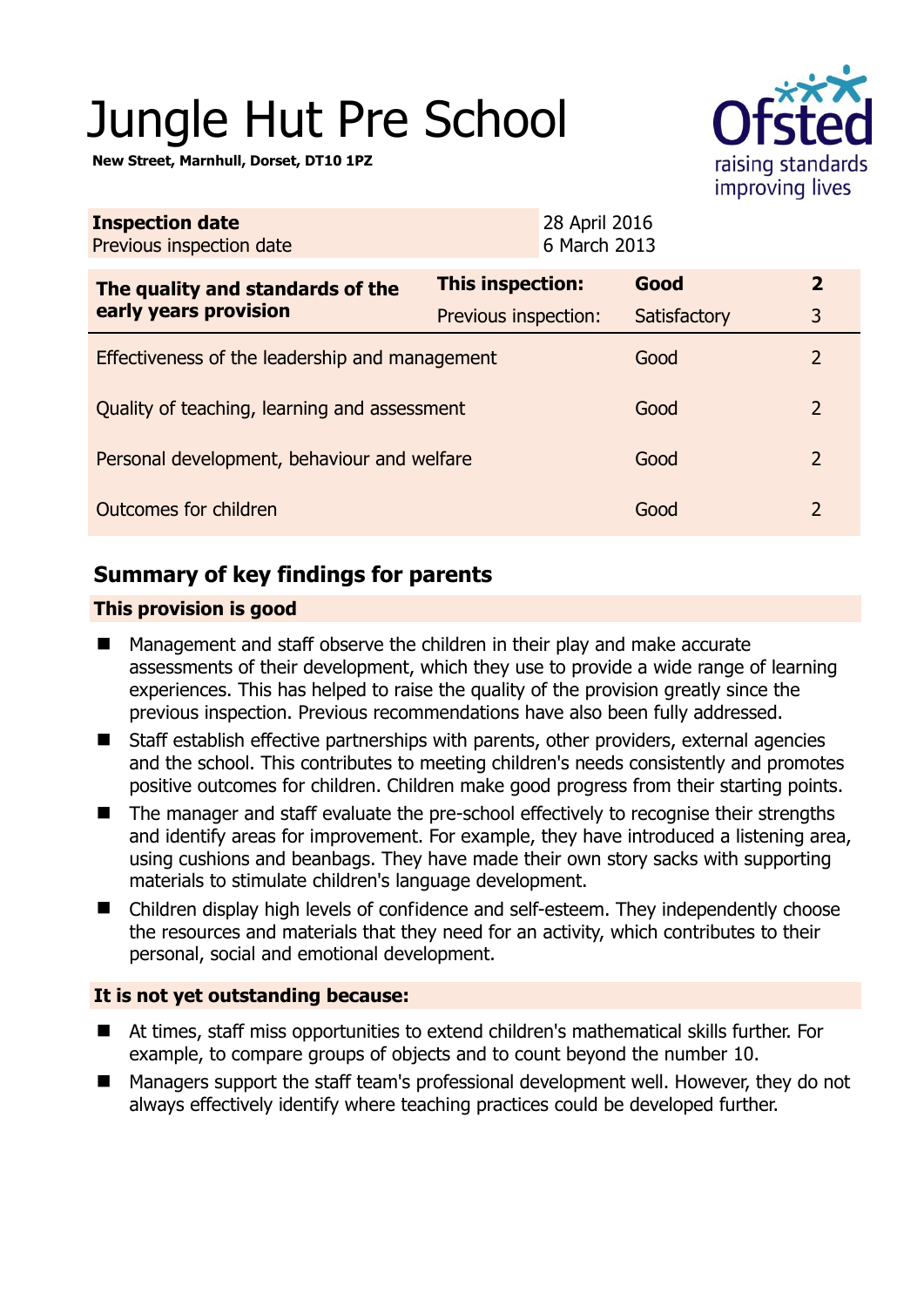# Jungle Hut Pre School

**New Street, Marnhull, Dorset, DT10 1PZ**

| **Inspection date** | 28 April 2016 |
|---|---|
| Previous inspection date | 6 March 2013 |

| **The quality and standards of the early years provision** | **This inspection:** | **Good** | **2** |
|---|---|---|---|
| | Previous inspection: | Satisfactory | 3 |
| Effectiveness of the leadership and management | | Good | 2 |
| Quality of teaching, learning and assessment | | Good | 2 |
| Personal development, behaviour and welfare | | Good | 2 |
| Outcomes for children | | Good | 2 |

## Summary of key findings for parents

### This provision is good

- Management and staff observe the children in their play and make accurate assessments of their development, which they use to provide a wide range of learning experiences. This has helped to raise the quality of the provision greatly since the previous inspection. Previous recommendations have also been fully addressed.
- Staff establish effective partnerships with parents, other providers, external agencies and the school. This contributes to meeting children's needs consistently and promotes positive outcomes for children. Children make good progress from their starting points.
- The manager and staff evaluate the pre-school effectively to recognise their strengths and identify areas for improvement. For example, they have introduced a listening area, using cushions and beanbags. They have made their own story sacks with supporting materials to stimulate children's language development.
- Children display high levels of confidence and self-esteem. They independently choose the resources and materials that they need for an activity, which contributes to their personal, social and emotional development.

### It is not yet outstanding because:

- At times, staff miss opportunities to extend children's mathematical skills further. For example, to compare groups of objects and to count beyond the number 10.
- Managers support the staff team's professional development well. However, they do not always effectively identify where teaching practices could be developed further.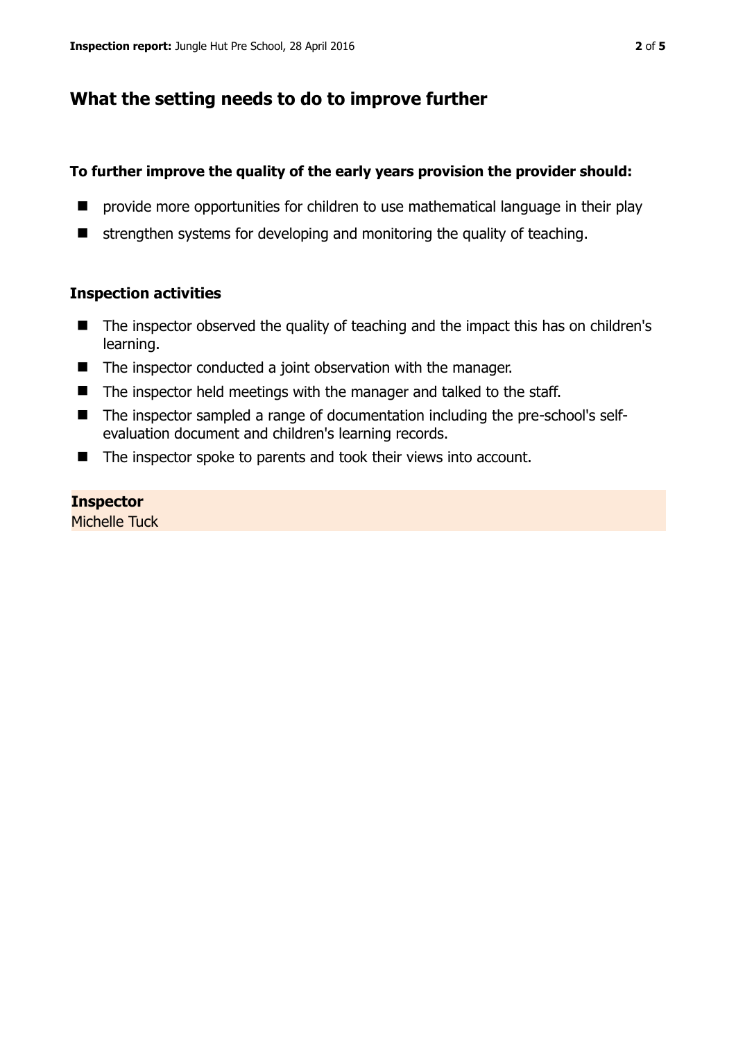## What the setting needs to do to improve further

**To further improve the quality of the early years provision the provider should:**

- provide more opportunities for children to use mathematical language in their play
- strengthen systems for developing and monitoring the quality of teaching.

### Inspection activities

- The inspector observed the quality of teaching and the impact this has on children's learning.
- The inspector conducted a joint observation with the manager.
- The inspector held meetings with the manager and talked to the staff.
- The inspector sampled a range of documentation including the pre-school's self-evaluation document and children's learning records.
- The inspector spoke to parents and took their views into account.

**Inspector**
Michelle Tuck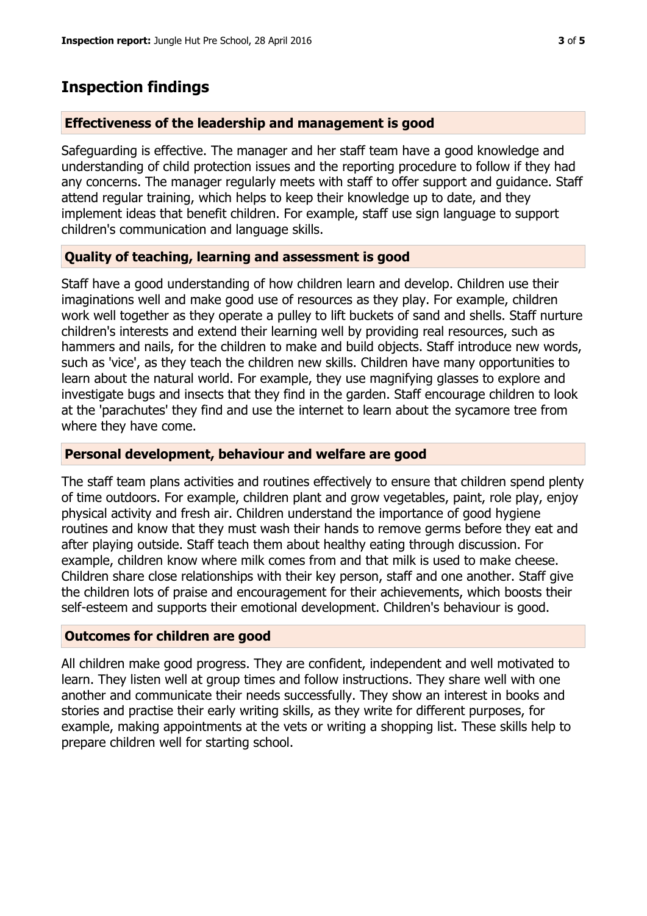## Inspection findings

### Effectiveness of the leadership and management is good

Safeguarding is effective. The manager and her staff team have a good knowledge and understanding of child protection issues and the reporting procedure to follow if they had any concerns. The manager regularly meets with staff to offer support and guidance. Staff attend regular training, which helps to keep their knowledge up to date, and they implement ideas that benefit children. For example, staff use sign language to support children's communication and language skills.

### Quality of teaching, learning and assessment is good

Staff have a good understanding of how children learn and develop. Children use their imaginations well and make good use of resources as they play. For example, children work well together as they operate a pulley to lift buckets of sand and shells. Staff nurture children's interests and extend their learning well by providing real resources, such as hammers and nails, for the children to make and build objects. Staff introduce new words, such as 'vice', as they teach the children new skills. Children have many opportunities to learn about the natural world. For example, they use magnifying glasses to explore and investigate bugs and insects that they find in the garden. Staff encourage children to look at the 'parachutes' they find and use the internet to learn about the sycamore tree from where they have come.

### Personal development, behaviour and welfare are good

The staff team plans activities and routines effectively to ensure that children spend plenty of time outdoors. For example, children plant and grow vegetables, paint, role play, enjoy physical activity and fresh air. Children understand the importance of good hygiene routines and know that they must wash their hands to remove germs before they eat and after playing outside. Staff teach them about healthy eating through discussion. For example, children know where milk comes from and that milk is used to make cheese. Children share close relationships with their key person, staff and one another. Staff give the children lots of praise and encouragement for their achievements, which boosts their self-esteem and supports their emotional development. Children's behaviour is good.

### Outcomes for children are good

All children make good progress. They are confident, independent and well motivated to learn. They listen well at group times and follow instructions. They share well with one another and communicate their needs successfully. They show an interest in books and stories and practise their early writing skills, as they write for different purposes, for example, making appointments at the vets or writing a shopping list. These skills help to prepare children well for starting school.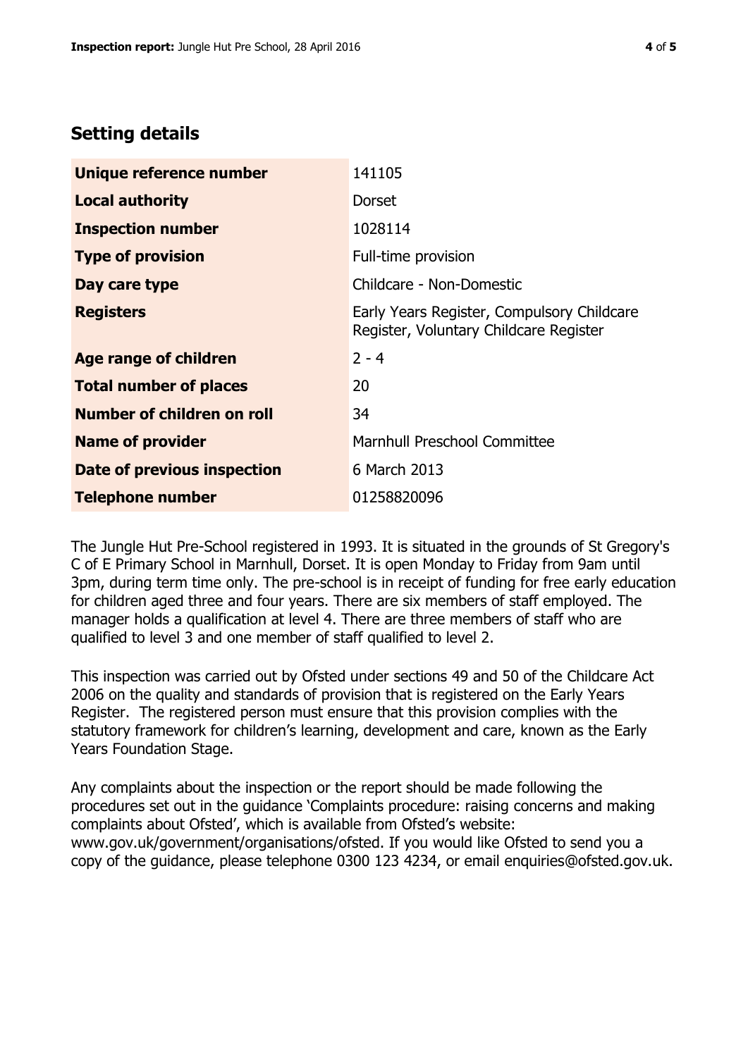## Setting details

| | |
|---|---|
| **Unique reference number** | 141105 |
| **Local authority** | Dorset |
| **Inspection number** | 1028114 |
| **Type of provision** | Full-time provision |
| **Day care type** | Childcare - Non-Domestic |
| **Registers** | Early Years Register, Compulsory Childcare Register, Voluntary Childcare Register |
| **Age range of children** | 2 - 4 |
| **Total number of places** | 20 |
| **Number of children on roll** | 34 |
| **Name of provider** | Marnhull Preschool Committee |
| **Date of previous inspection** | 6 March 2013 |
| **Telephone number** | 01258820096 |

The Jungle Hut Pre-School registered in 1993. It is situated in the grounds of St Gregory's C of E Primary School in Marnhull, Dorset. It is open Monday to Friday from 9am until 3pm, during term time only. The pre-school is in receipt of funding for free early education for children aged three and four years. There are six members of staff employed. The manager holds a qualification at level 4. There are three members of staff who are qualified to level 3 and one member of staff qualified to level 2.

This inspection was carried out by Ofsted under sections 49 and 50 of the Childcare Act 2006 on the quality and standards of provision that is registered on the Early Years Register. The registered person must ensure that this provision complies with the statutory framework for children's learning, development and care, known as the Early Years Foundation Stage.

Any complaints about the inspection or the report should be made following the procedures set out in the guidance 'Complaints procedure: raising concerns and making complaints about Ofsted', which is available from Ofsted's website: www.gov.uk/government/organisations/ofsted. If you would like Ofsted to send you a copy of the guidance, please telephone 0300 123 4234, or email enquiries@ofsted.gov.uk.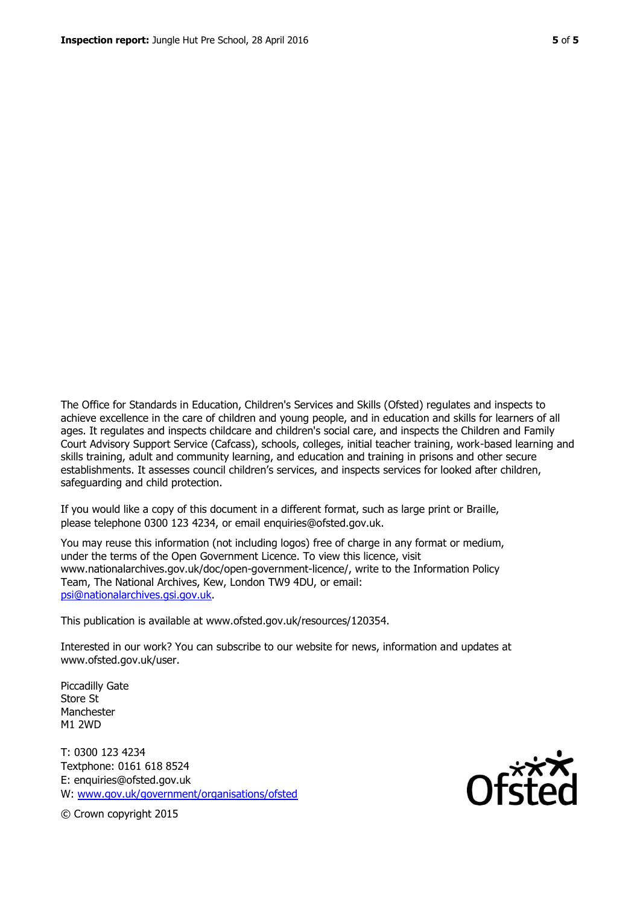The Office for Standards in Education, Children's Services and Skills (Ofsted) regulates and inspects to achieve excellence in the care of children and young people, and in education and skills for learners of all ages. It regulates and inspects childcare and children's social care, and inspects the Children and Family Court Advisory Support Service (Cafcass), schools, colleges, initial teacher training, work-based learning and skills training, adult and community learning, and education and training in prisons and other secure establishments. It assesses council children's services, and inspects services for looked after children, safeguarding and child protection.

If you would like a copy of this document in a different format, such as large print or Braille, please telephone 0300 123 4234, or email enquiries@ofsted.gov.uk.

You may reuse this information (not including logos) free of charge in any format or medium, under the terms of the Open Government Licence. To view this licence, visit www.nationalarchives.gov.uk/doc/open-government-licence/, write to the Information Policy Team, The National Archives, Kew, London TW9 4DU, or email: psi@nationalarchives.gsi.gov.uk.

This publication is available at www.ofsted.gov.uk/resources/120354.

Interested in our work? You can subscribe to our website for news, information and updates at www.ofsted.gov.uk/user.

Piccadilly Gate
Store St
Manchester
M1 2WD

T: 0300 123 4234
Textphone: 0161 618 8524
E: enquiries@ofsted.gov.uk
W: www.gov.uk/government/organisations/ofsted

© Crown copyright 2015